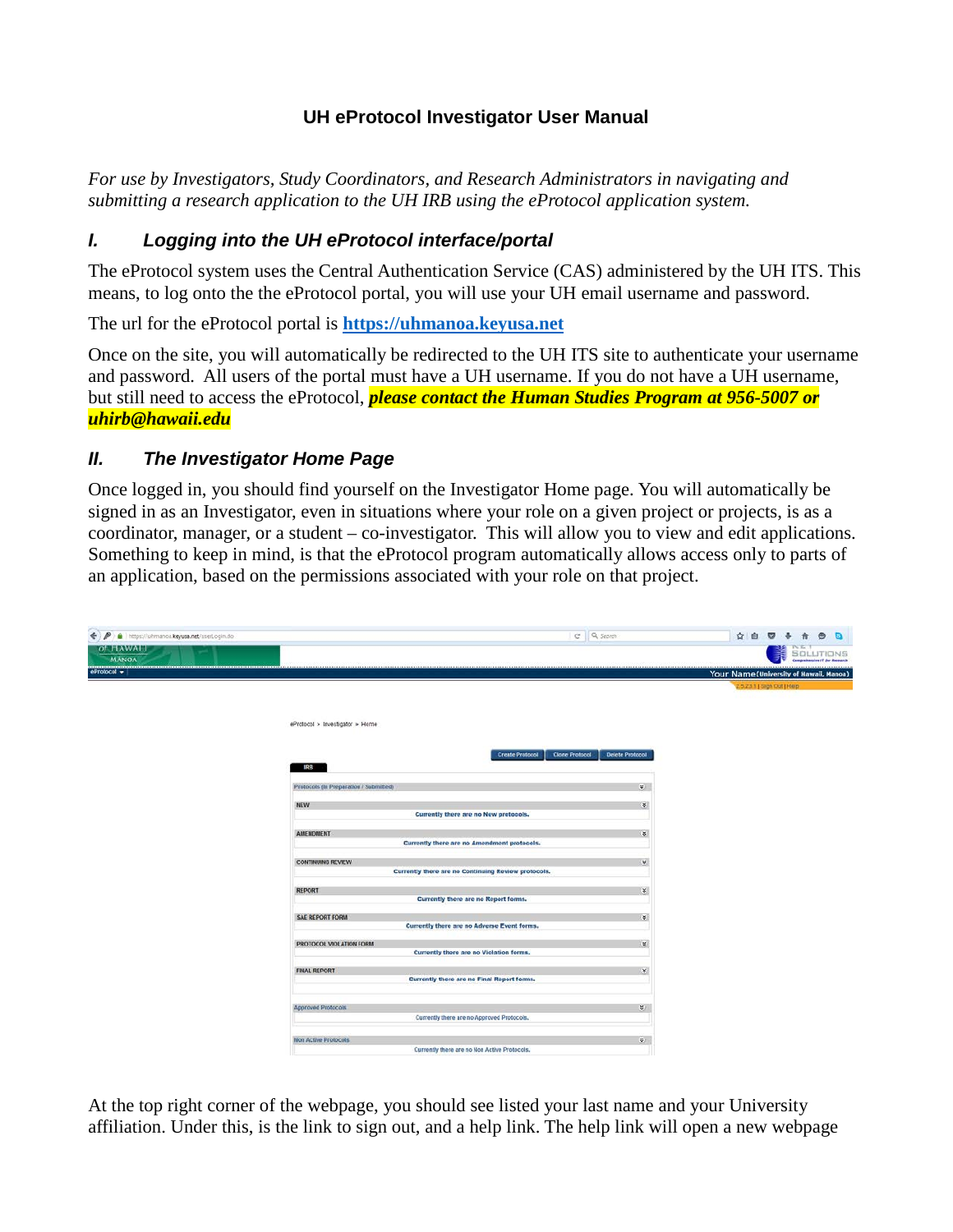# UH eProtocol Investigator User Manual

*For use by Investigators, Study Coordinators, and Research Administrators in navigating and submitting a research application to the UH IRB using the eProtocol application system.*

## *I. Logging into the UH eProtocol interface/portal*

The eProtocol system uses the Central Authentication Service (CAS) administered by the UH ITS. This means, to log onto the the eProtocol portal, you will use your UH email username and password.

The url for the eProtocol portal is **https://uhmanoa.keyusa.net**

Once on the site, you will automatically be redirected to the UH ITS site to authenticate your username and password. All users of the portal must have a UH username. If you do not have a UH username, but still need to access the eProtocol, ***please contact the Human Studies Program at 956-5007 or uhirb@hawaii.edu***

## *II. The Investigator Home Page*

Once logged in, you should find yourself on the Investigator Home page. You will automatically be signed in as an Investigator, even in situations where your role on a given project or projects, is as a coordinator, manager, or a student – co-investigator. This will allow you to view and edit applications. Something to keep in mind, is that the eProtocol program automatically allows access only to parts of an application, based on the permissions associated with your role on that project.

At the top right corner of the webpage, you should see listed your last name and your University affiliation. Under this, is the link to sign out, and a help link. The help link will open a new webpage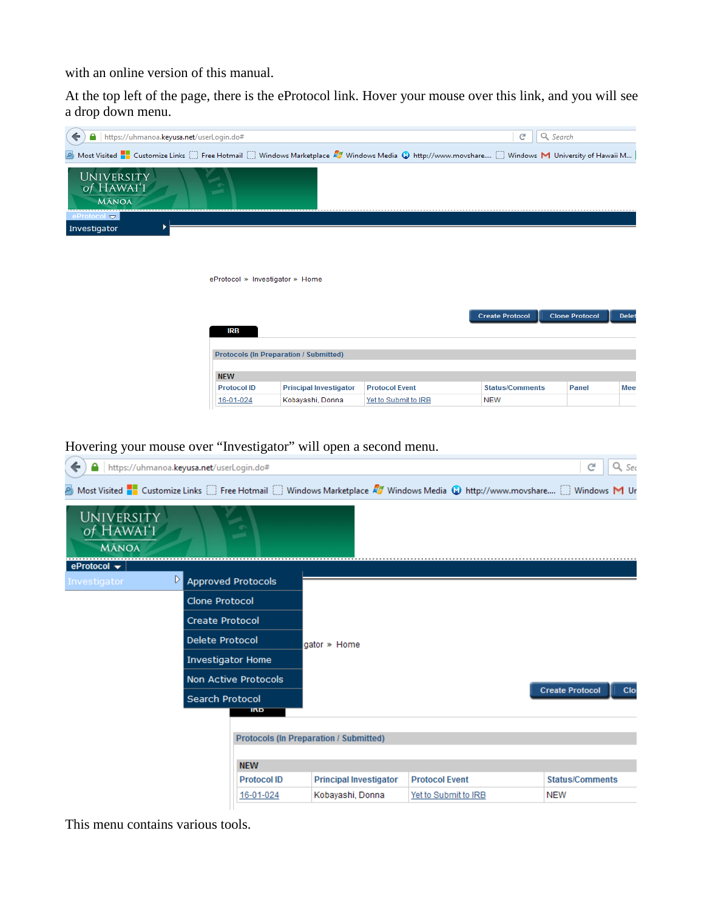with an online version of this manual.

At the top left of the page, there is the eProtocol link. Hover your mouse over this link, and you will see a drop down menu.

Hovering your mouse over “Investigator” will open a second menu.

This menu contains various tools.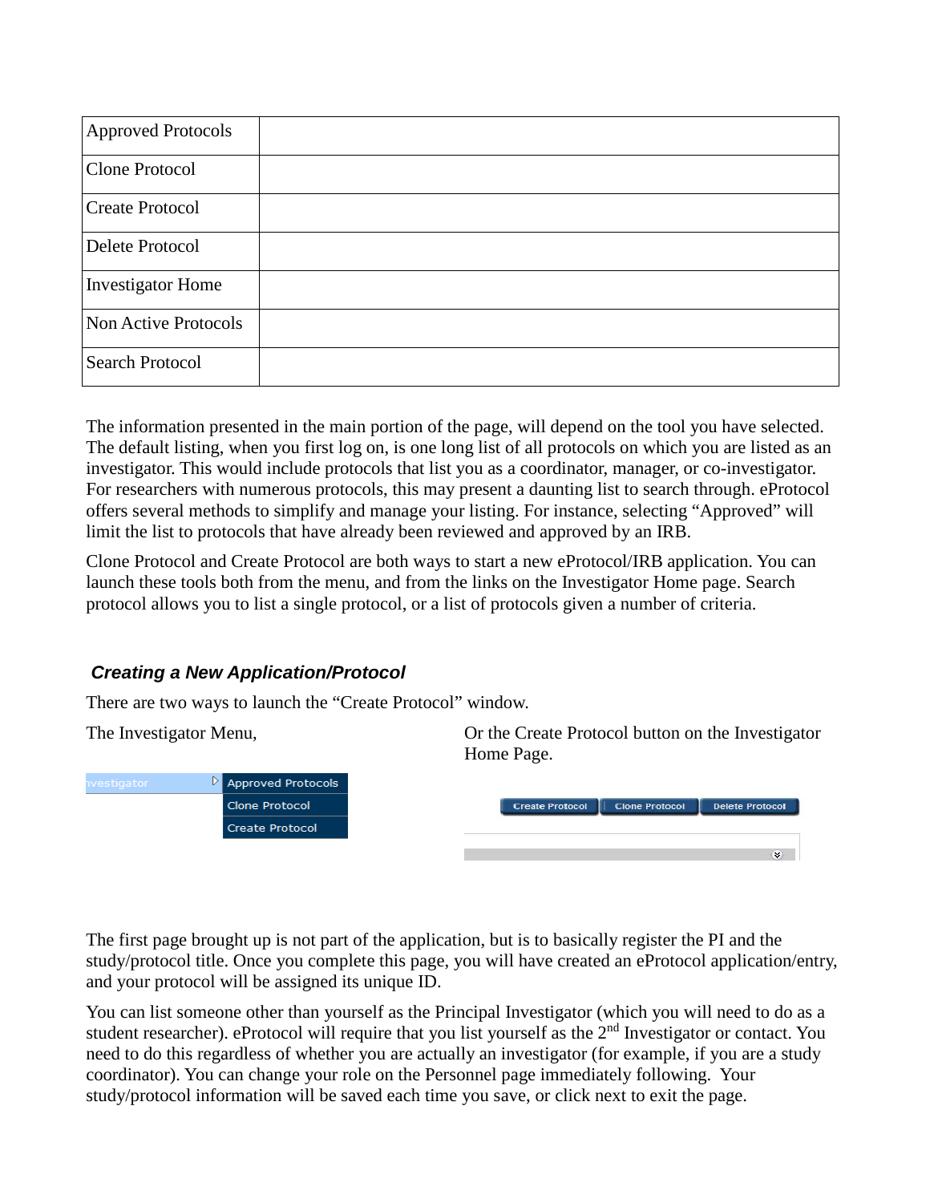| Approved Protocols | |
|---|---|
| Clone Protocol | |
| Create Protocol | |
| Delete Protocol | |
| Investigator Home | |
| Non Active Protocols | |
| Search Protocol | |

The information presented in the main portion of the page, will depend on the tool you have selected. The default listing, when you first log on, is one long list of all protocols on which you are listed as an investigator. This would include protocols that list you as a coordinator, manager, or co-investigator. For researchers with numerous protocols, this may present a daunting list to search through. eProtocol offers several methods to simplify and manage your listing. For instance, selecting "Approved" will limit the list to protocols that have already been reviewed and approved by an IRB.

Clone Protocol and Create Protocol are both ways to start a new eProtocol/IRB application. You can launch these tools both from the menu, and from the links on the Investigator Home page. Search protocol allows you to list a single protocol, or a list of protocols given a number of criteria.

### *Creating a New Application/Protocol*

There are two ways to launch the "Create Protocol" window.

The Investigator Menu,

nvestigator | Approved Protocols | Clone Protocol | Create Protocol

Or the Create Protocol button on the Investigator Home Page.

Create Protocol | Clone Protocol | Delete Protocol

The first page brought up is not part of the application, but is to basically register the PI and the study/protocol title. Once you complete this page, you will have created an eProtocol application/entry, and your protocol will be assigned its unique ID.

You can list someone other than yourself as the Principal Investigator (which you will need to do as a student researcher). eProtocol will require that you list yourself as the 2nd Investigator or contact. You need to do this regardless of whether you are actually an investigator (for example, if you are a study coordinator). You can change your role on the Personnel page immediately following. Your study/protocol information will be saved each time you save, or click next to exit the page.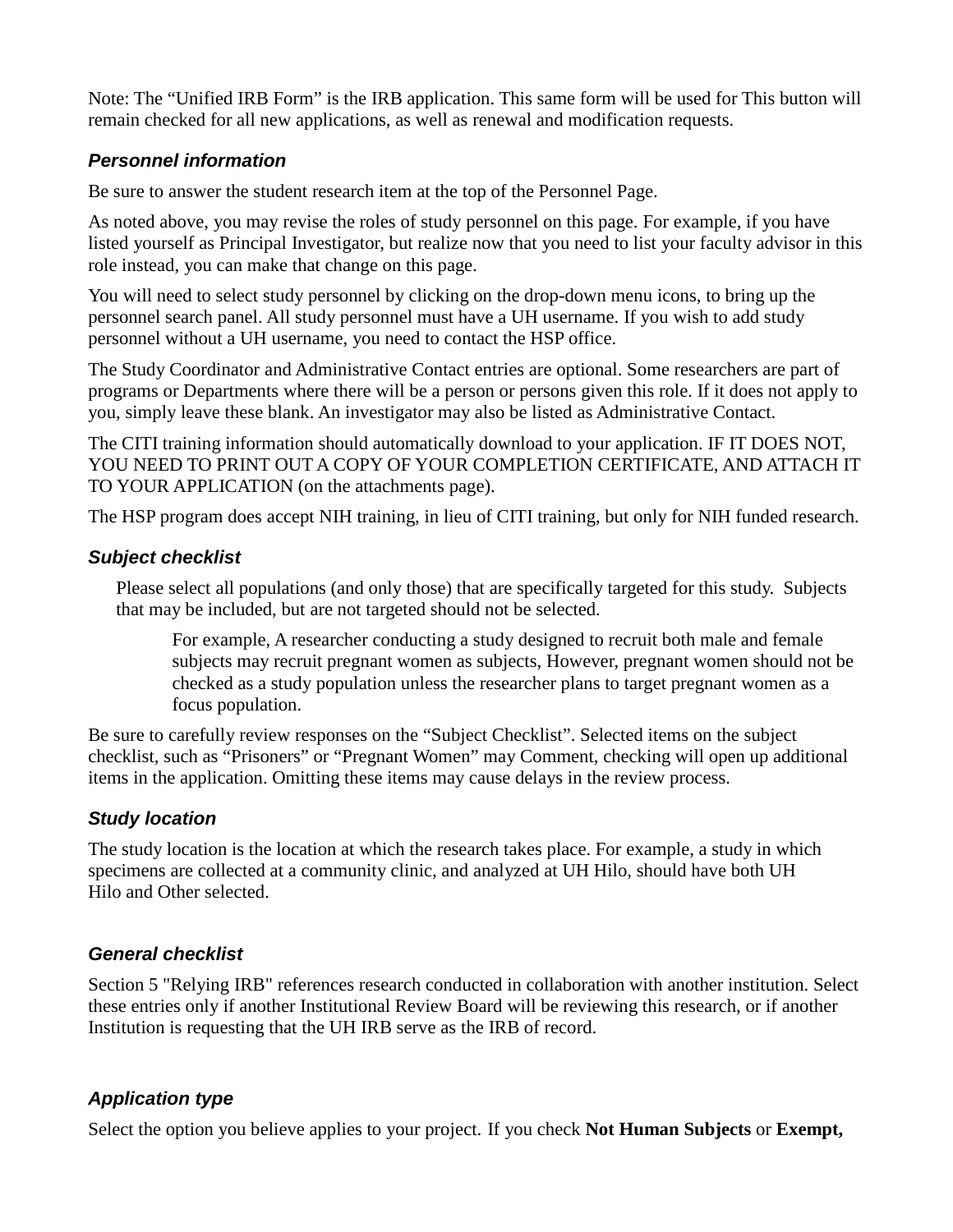Note: The "Unified IRB Form" is the IRB application. This same form will be used for This button will remain checked for all new applications, as well as renewal and modification requests.

### *Personnel information*

Be sure to answer the student research item at the top of the Personnel Page.

As noted above, you may revise the roles of study personnel on this page. For example, if you have listed yourself as Principal Investigator, but realize now that you need to list your faculty advisor in this role instead, you can make that change on this page.

You will need to select study personnel by clicking on the drop-down menu icons, to bring up the personnel search panel. All study personnel must have a UH username. If you wish to add study personnel without a UH username, you need to contact the HSP office.

The Study Coordinator and Administrative Contact entries are optional. Some researchers are part of programs or Departments where there will be a person or persons given this role. If it does not apply to you, simply leave these blank. An investigator may also be listed as Administrative Contact.

The CITI training information should automatically download to your application. IF IT DOES NOT, YOU NEED TO PRINT OUT A COPY OF YOUR COMPLETION CERTIFICATE, AND ATTACH IT TO YOUR APPLICATION (on the attachments page).

The HSP program does accept NIH training, in lieu of CITI training, but only for NIH funded research.

### *Subject checklist*

> Please select all populations (and only those) that are specifically targeted for this study. Subjects that may be included, but are not targeted should not be selected.
>
> > For example, A researcher conducting a study designed to recruit both male and female subjects may recruit pregnant women as subjects, However, pregnant women should not be checked as a study population unless the researcher plans to target pregnant women as a focus population.

Be sure to carefully review responses on the "Subject Checklist". Selected items on the subject checklist, such as "Prisoners" or "Pregnant Women" may Comment, checking will open up additional items in the application. Omitting these items may cause delays in the review process.

### *Study location*

The study location is the location at which the research takes place. For example, a study in which specimens are collected at a community clinic, and analyzed at UH Hilo, should have both UH Hilo and Other selected.

### *General checklist*

Section 5 "Relying IRB" references research conducted in collaboration with another institution. Select these entries only if another Institutional Review Board will be reviewing this research, or if another Institution is requesting that the UH IRB serve as the IRB of record.

### *Application type*

Select the option you believe applies to your project. If you check **Not Human Subjects** or **Exempt,**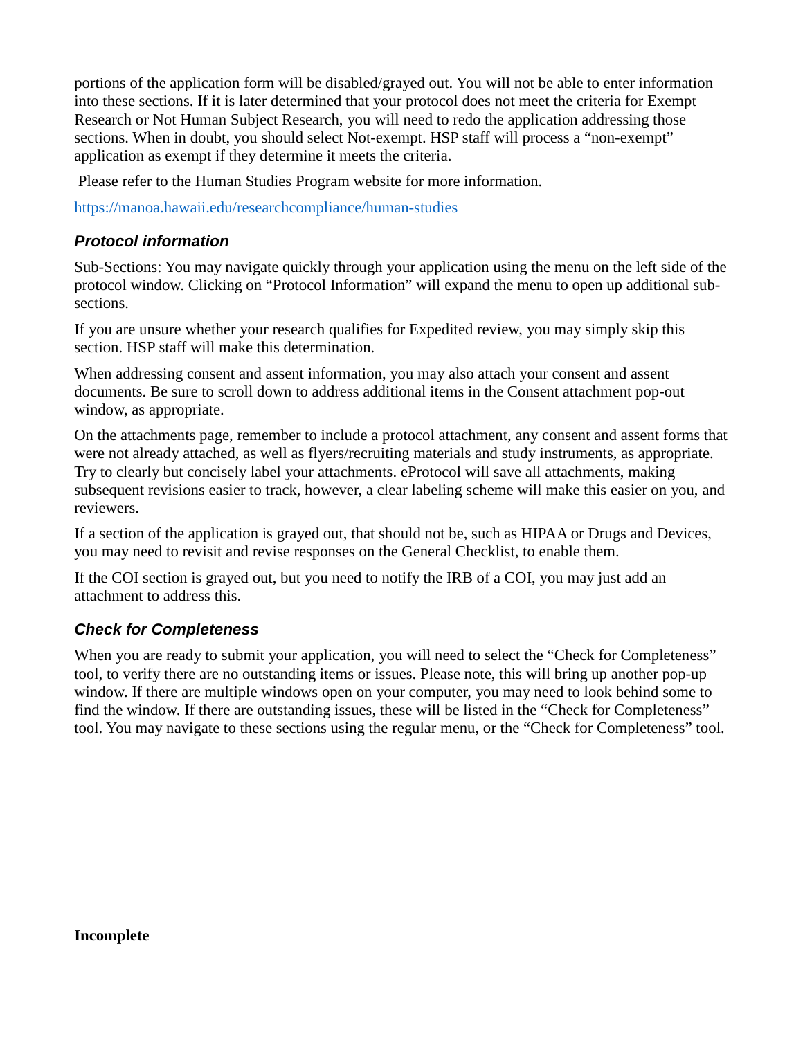portions of the application form will be disabled/grayed out. You will not be able to enter information into these sections. If it is later determined that your protocol does not meet the criteria for Exempt Research or Not Human Subject Research, you will need to redo the application addressing those sections. When in doubt, you should select Not-exempt. HSP staff will process a "non-exempt" application as exempt if they determine it meets the criteria.

Please refer to the Human Studies Program website for more information.

https://manoa.hawaii.edu/researchcompliance/human-studies

### *Protocol information*

Sub-Sections: You may navigate quickly through your application using the menu on the left side of the protocol window. Clicking on "Protocol Information" will expand the menu to open up additional sub-sections.

If you are unsure whether your research qualifies for Expedited review, you may simply skip this section. HSP staff will make this determination.

When addressing consent and assent information, you may also attach your consent and assent documents. Be sure to scroll down to address additional items in the Consent attachment pop-out window, as appropriate.

On the attachments page, remember to include a protocol attachment, any consent and assent forms that were not already attached, as well as flyers/recruiting materials and study instruments, as appropriate. Try to clearly but concisely label your attachments. eProtocol will save all attachments, making subsequent revisions easier to track, however, a clear labeling scheme will make this easier on you, and reviewers.

If a section of the application is grayed out, that should not be, such as HIPAA or Drugs and Devices, you may need to revisit and revise responses on the General Checklist, to enable them.

If the COI section is grayed out, but you need to notify the IRB of a COI, you may just add an attachment to address this.

### *Check for Completeness*

When you are ready to submit your application, you will need to select the "Check for Completeness" tool, to verify there are no outstanding items or issues. Please note, this will bring up another pop-up window. If there are multiple windows open on your computer, you may need to look behind some to find the window. If there are outstanding issues, these will be listed in the "Check for Completeness" tool. You may navigate to these sections using the regular menu, or the "Check for Completeness" tool.

**Incomplete**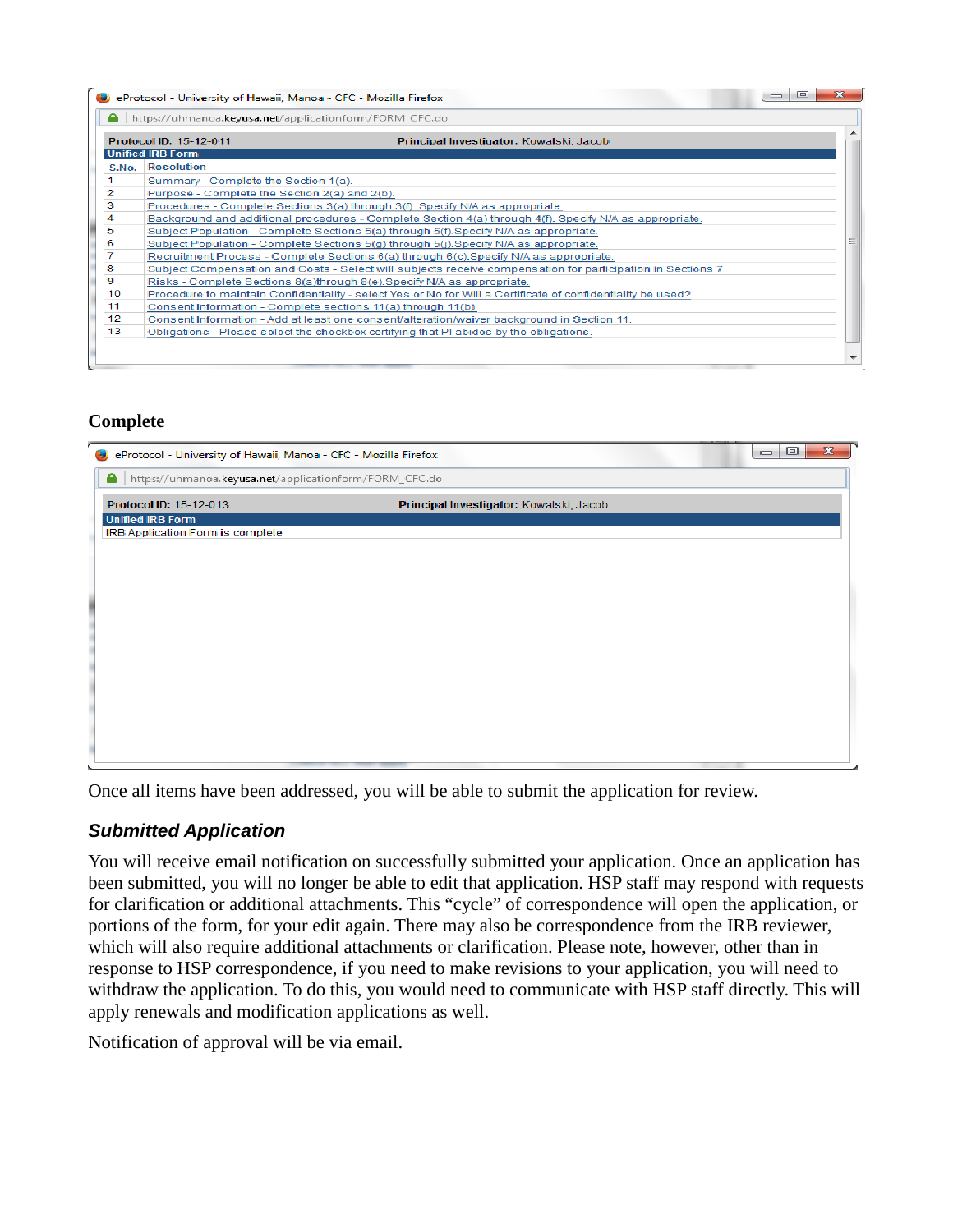eProtocol - University of Hawaii, Manoa - CFC - Mozilla Firefox

https://uhmanoa.keyusa.net/applicationform/FORM_CFC.do

Protocol ID: 15-12-011 Principal Investigator: Kowalski, Jacob

Unified IRB Form

| S.No. | Resolution |
|---|---|
| 1 | Summary - Complete the Section 1(a). |
| 2 | Purpose - Complete the Section 2(a) and 2(b). |
| 3 | Procedures - Complete Sections 3(a) through 3(f). Specify N/A as appropriate. |
| 4 | Background and additional procedures - Complete Section 4(a) through 4(f). Specify N/A as appropriate. |
| 5 | Subject Population - Complete Sections 5(a) through 5(f) Specify N/A as appropriate. |
| 6 | Subject Population - Complete Sections 5(g) through 5(j).Specify N/A as appropriate. |
| 7 | Recruitment Process - Complete Sections 6(a) through 6(c).Specify N/A as appropriate. |
| 8 | Subject Compensation and Costs - Select will subjects receive compensation for participation in Sections 7 |
| 9 | Risks - Complete Sections 8(a)through 8(e).Specify N/A as appropriate. |
| 10 | Procedure to maintain Confidentiality - select Yes or No for Will a Certificate of confidentiality be used? |
| 11 | Consent Information - Complete sections 11(a) through 11(b). |
| 12 | Consent Information - Add at least one consent/alteration/waiver background in Section 11. |
| 13 | Obligations - Please select the checkbox certifying that PI abides by the obligations. |

**Complete**

eProtocol - University of Hawaii, Manoa - CFC - Mozilla Firefox

https://uhmanoa.keyusa.net/applicationform/FORM_CFC.do

Protocol ID: 15-12-013 Principal Investigator: Kowalski, Jacob

Unified IRB Form

IRB Application Form is complete

Once all items have been addressed, you will be able to submit the application for review.

### *Submitted Application*

You will receive email notification on successfully submitted your application. Once an application has been submitted, you will no longer be able to edit that application. HSP staff may respond with requests for clarification or additional attachments. This "cycle" of correspondence will open the application, or portions of the form, for your edit again. There may also be correspondence from the IRB reviewer, which will also require additional attachments or clarification. Please note, however, other than in response to HSP correspondence, if you need to make revisions to your application, you will need to withdraw the application. To do this, you would need to communicate with HSP staff directly. This will apply renewals and modification applications as well.

Notification of approval will be via email.